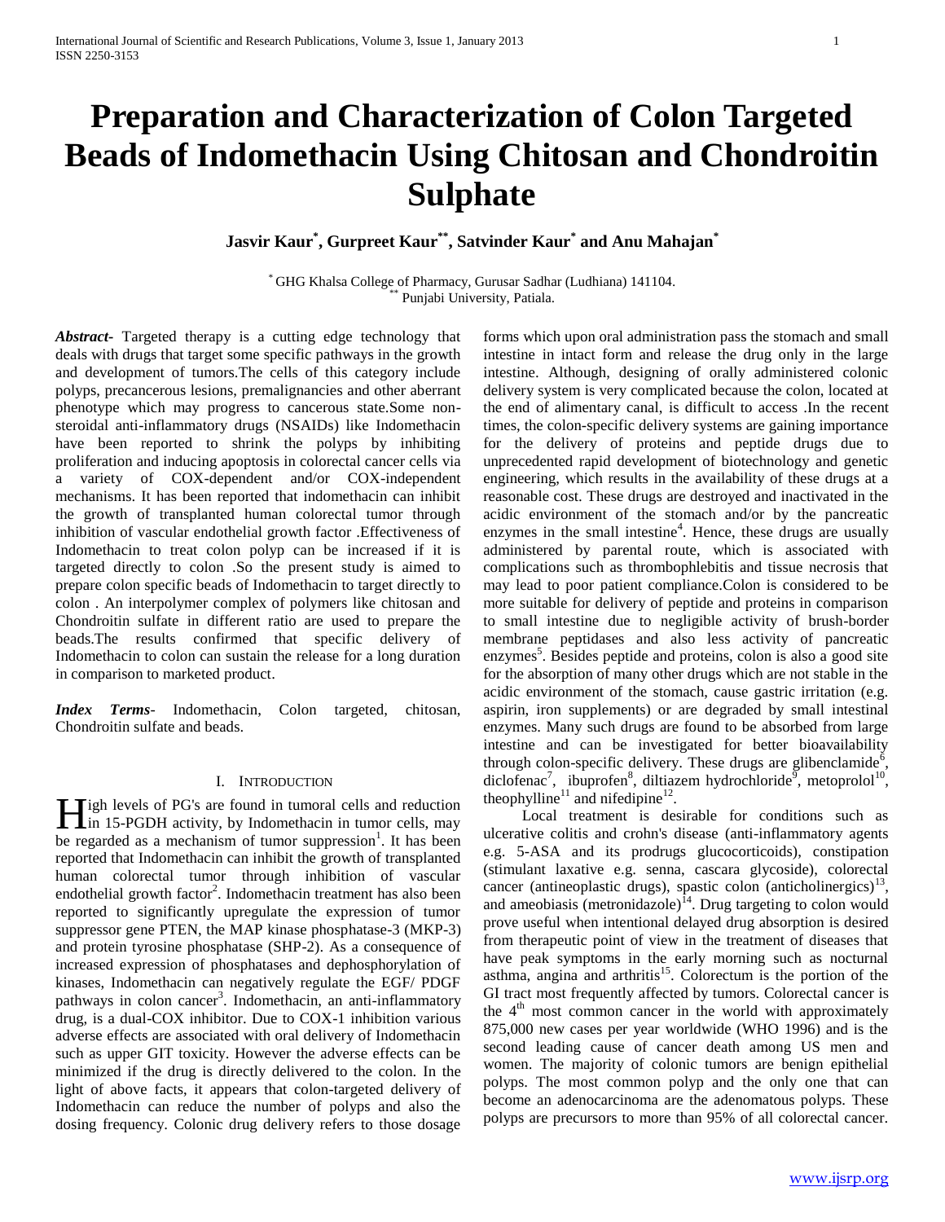# Preparation and Characterization of Colon Targeted Beads of Indomethacin Using Chitosan and Chondroitin Sulphate

**Jasvir Kaur[*], Gurpreet Kaur[**], Satvinder Kaur[*] and Anu Mahajan[*]**

[*] GHG Khalsa College of Pharmacy, Gurusar Sadhar (Ludhiana) 141104.
[**] Punjabi University, Patiala.

***Abstract*-** Targeted therapy is a cutting edge technology that deals with drugs that target some specific pathways in the growth and development of tumors.The cells of this category include polyps, precancerous lesions, premalignancies and other aberrant phenotype which may progress to cancerous state.Some non-steroidal anti-inflammatory drugs (NSAIDs) like Indomethacin have been reported to shrink the polyps by inhibiting proliferation and inducing apoptosis in colorectal cancer cells via a variety of COX-dependent and/or COX-independent mechanisms. It has been reported that indomethacin can inhibit the growth of transplanted human colorectal tumor through inhibition of vascular endothelial growth factor .Effectiveness of Indomethacin to treat colon polyp can be increased if it is targeted directly to colon .So the present study is aimed to prepare colon specific beads of Indomethacin to target directly to colon . An interpolymer complex of polymers like chitosan and Chondroitin sulfate in different ratio are used to prepare the beads.The results confirmed that specific delivery of Indomethacin to colon can sustain the release for a long duration in comparison to marketed product.

***Index Terms*-** Indomethacin, Colon targeted, chitosan, Chondroitin sulfate and beads.

## I. Introduction

High levels of PG's are found in tumoral cells and reduction in 15-PGDH activity, by Indomethacin in tumor cells, may be regarded as a mechanism of tumor suppression[1]. It has been reported that Indomethacin can inhibit the growth of transplanted human colorectal tumor through inhibition of vascular endothelial growth factor[2]. Indomethacin treatment has also been reported to significantly upregulate the expression of tumor suppressor gene PTEN, the MAP kinase phosphatase-3 (MKP-3) and protein tyrosine phosphatase (SHP-2). As a consequence of increased expression of phosphatases and dephosphorylation of kinases, Indomethacin can negatively regulate the EGF/ PDGF pathways in colon cancer[3]. Indomethacin, an anti-inflammatory drug, is a dual-COX inhibitor. Due to COX-1 inhibition various adverse effects are associated with oral delivery of Indomethacin such as upper GIT toxicity. However the adverse effects can be minimized if the drug is directly delivered to the colon. In the light of above facts, it appears that colon-targeted delivery of Indomethacin can reduce the number of polyps and also the dosing frequency. Colonic drug delivery refers to those dosage forms which upon oral administration pass the stomach and small intestine in intact form and release the drug only in the large intestine. Although, designing of orally administered colonic delivery system is very complicated because the colon, located at the end of alimentary canal, is difficult to access .In the recent times, the colon-specific delivery systems are gaining importance for the delivery of proteins and peptide drugs due to unprecedented rapid development of biotechnology and genetic engineering, which results in the availability of these drugs at a reasonable cost. These drugs are destroyed and inactivated in the acidic environment of the stomach and/or by the pancreatic enzymes in the small intestine[4]. Hence, these drugs are usually administered by parental route, which is associated with complications such as thrombophlebitis and tissue necrosis that may lead to poor patient compliance.Colon is considered to be more suitable for delivery of peptide and proteins in comparison to small intestine due to negligible activity of brush-border membrane peptidases and also less activity of pancreatic enzymes[5]. Besides peptide and proteins, colon is also a good site for the absorption of many other drugs which are not stable in the acidic environment of the stomach, cause gastric irritation (e.g. aspirin, iron supplements) or are degraded by small intestinal enzymes. Many such drugs are found to be absorbed from large intestine and can be investigated for better bioavailability through colon-specific delivery. These drugs are glibenclamide[6], diclofenac[7], ibuprofen[8], diltiazem hydrochloride[9], metoprolol[10], theophylline[11] and nifedipine[12].

Local treatment is desirable for conditions such as ulcerative colitis and crohn's disease (anti-inflammatory agents e.g. 5-ASA and its prodrugs glucocorticoids), constipation (stimulant laxative e.g. senna, cascara glycoside), colorectal cancer (antineoplastic drugs), spastic colon (anticholinergics)[13], and ameobiasis (metronidazole)[14]. Drug targeting to colon would prove useful when intentional delayed drug absorption is desired from therapeutic point of view in the treatment of diseases that have peak symptoms in the early morning such as nocturnal asthma, angina and arthritis[15]. Colorectum is the portion of the GI tract most frequently affected by tumors. Colorectal cancer is the 4th most common cancer in the world with approximately 875,000 new cases per year worldwide (WHO 1996) and is the second leading cause of cancer death among US men and women. The majority of colonic tumors are benign epithelial polyps. The most common polyp and the only one that can become an adenocarcinoma are the adenomatous polyps. These polyps are precursors to more than 95% of all colorectal cancer.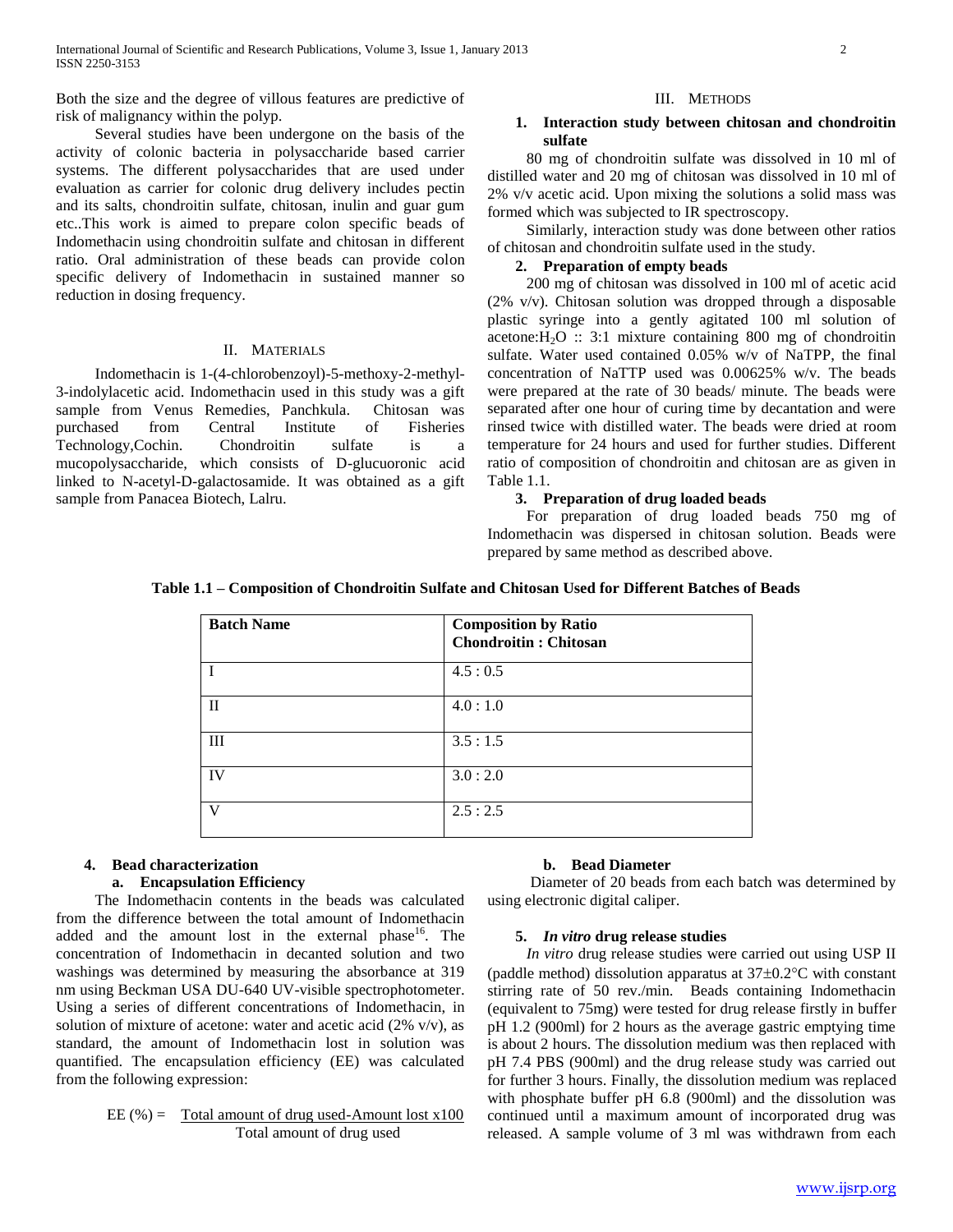Both the size and the degree of villous features are predictive of risk of malignancy within the polyp.

Several studies have been undergone on the basis of the activity of colonic bacteria in polysaccharide based carrier systems. The different polysaccharides that are used under evaluation as carrier for colonic drug delivery includes pectin and its salts, chondroitin sulfate, chitosan, inulin and guar gum etc..This work is aimed to prepare colon specific beads of Indomethacin using chondroitin sulfate and chitosan in different ratio. Oral administration of these beads can provide colon specific delivery of Indomethacin in sustained manner so reduction in dosing frequency.

## II. Materials

Indomethacin is 1-(4-chlorobenzoyl)-5-methoxy-2-methyl-3-indolylacetic acid. Indomethacin used in this study was a gift sample from Venus Remedies, Panchkula. Chitosan was purchased from Central Institute of Fisheries Technology,Cochin. Chondroitin sulfate is a mucopolysaccharide, which consists of D-glucuoronic acid linked to N-acetyl-D-galactosamide. It was obtained as a gift sample from Panacea Biotech, Lalru.

## III. Methods

### 1. Interaction study between chitosan and chondroitin sulfate

80 mg of chondroitin sulfate was dissolved in 10 ml of distilled water and 20 mg of chitosan was dissolved in 10 ml of 2% v/v acetic acid. Upon mixing the solutions a solid mass was formed which was subjected to IR spectroscopy.

Similarly, interaction study was done between other ratios of chitosan and chondroitin sulfate used in the study.

### 2. Preparation of empty beads

200 mg of chitosan was dissolved in 100 ml of acetic acid (2% v/v). Chitosan solution was dropped through a disposable plastic syringe into a gently agitated 100 ml solution of acetone:$H_2O$ :: 3:1 mixture containing 800 mg of chondroitin sulfate. Water used contained 0.05% w/v of NaTPP, the final concentration of NaTTP used was 0.00625% w/v. The beads were prepared at the rate of 30 beads/ minute. The beads were separated after one hour of curing time by decantation and were rinsed twice with distilled water. The beads were dried at room temperature for 24 hours and used for further studies. Different ratio of composition of chondroitin and chitosan are as given in Table 1.1.

### 3. Preparation of drug loaded beads

For preparation of drug loaded beads 750 mg of Indomethacin was dispersed in chitosan solution. Beads were prepared by same method as described above.

**Table 1.1 – Composition of Chondroitin Sulfate and Chitosan Used for Different Batches of Beads**

| Batch Name | Composition by Ratio Chondroitin : Chitosan |
|---|---|
| I | 4.5 : 0.5 |
| II | 4.0 : 1.0 |
| III | 3.5 : 1.5 |
| IV | 3.0 : 2.0 |
| V | 2.5 : 2.5 |

### 4. Bead characterization

#### a. Encapsulation Efficiency

The Indomethacin contents in the beads was calculated from the difference between the total amount of Indomethacin added and the amount lost in the external phase[16]. The concentration of Indomethacin in decanted solution and two washings was determined by measuring the absorbance at 319 nm using Beckman USA DU-640 UV-visible spectrophotometer. Using a series of different concentrations of Indomethacin, in solution of mixture of acetone: water and acetic acid (2% v/v), as standard, the amount of Indomethacin lost in solution was quantified. The encapsulation efficiency (EE) was calculated from the following expression:

$$EE\ (\%) = \frac{\text{Total amount of drug used} - \text{Amount lost} \times 100}{\text{Total amount of drug used}}$$

#### b. Bead Diameter

Diameter of 20 beads from each batch was determined by using electronic digital caliper.

### 5. *In vitro* drug release studies

*In vitro* drug release studies were carried out using USP II (paddle method) dissolution apparatus at 37±0.2°C with constant stirring rate of 50 rev./min. Beads containing Indomethacin (equivalent to 75mg) were tested for drug release firstly in buffer pH 1.2 (900ml) for 2 hours as the average gastric emptying time is about 2 hours. The dissolution medium was then replaced with pH 7.4 PBS (900ml) and the drug release study was carried out for further 3 hours. Finally, the dissolution medium was replaced with phosphate buffer pH 6.8 (900ml) and the dissolution was continued until a maximum amount of incorporated drug was released. A sample volume of 3 ml was withdrawn from each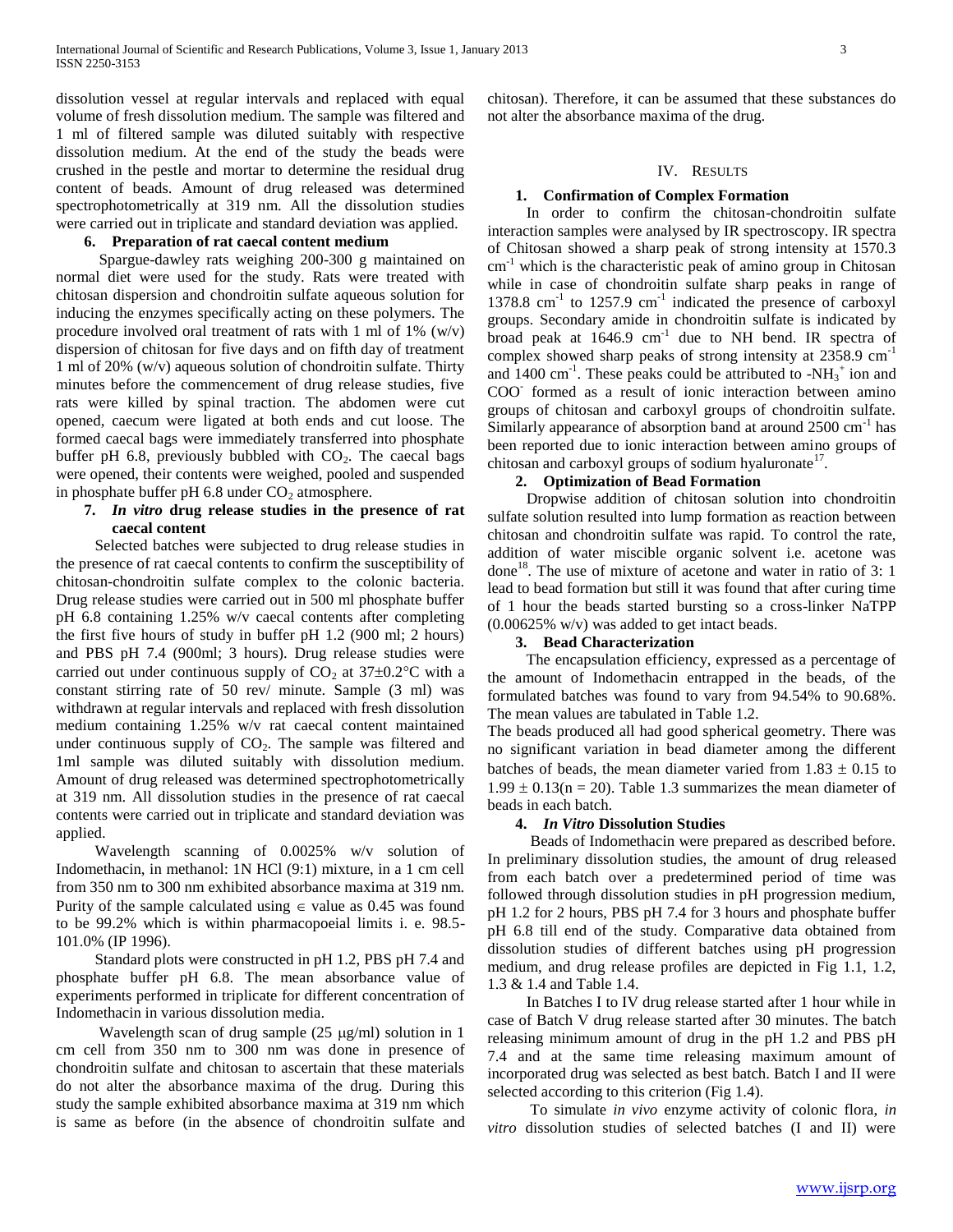dissolution vessel at regular intervals and replaced with equal volume of fresh dissolution medium. The sample was filtered and 1 ml of filtered sample was diluted suitably with respective dissolution medium. At the end of the study the beads were crushed in the pestle and mortar to determine the residual drug content of beads. Amount of drug released was determined spectrophotometrically at 319 nm. All the dissolution studies were carried out in triplicate and standard deviation was applied.

### 6. Preparation of rat caecal content medium

Spargue-dawley rats weighing 200-300 g maintained on normal diet were used for the study. Rats were treated with chitosan dispersion and chondroitin sulfate aqueous solution for inducing the enzymes specifically acting on these polymers. The procedure involved oral treatment of rats with 1 ml of 1% (w/v) dispersion of chitosan for five days and on fifth day of treatment 1 ml of 20% (w/v) aqueous solution of chondroitin sulfate. Thirty minutes before the commencement of drug release studies, five rats were killed by spinal traction. The abdomen were cut opened, caecum were ligated at both ends and cut loose. The formed caecal bags were immediately transferred into phosphate buffer pH 6.8, previously bubbled with $CO_2$. The caecal bags were opened, their contents were weighed, pooled and suspended in phosphate buffer pH 6.8 under $CO_2$ atmosphere.

### 7. *In vitro* drug release studies in the presence of rat caecal content

Selected batches were subjected to drug release studies in the presence of rat caecal contents to confirm the susceptibility of chitosan-chondroitin sulfate complex to the colonic bacteria. Drug release studies were carried out in 500 ml phosphate buffer pH 6.8 containing 1.25% w/v caecal contents after completing the first five hours of study in buffer pH 1.2 (900 ml; 2 hours) and PBS pH 7.4 (900ml; 3 hours). Drug release studies were carried out under continuous supply of $CO_2$ at $37\pm0.2°C$ with a constant stirring rate of 50 rev/ minute. Sample (3 ml) was withdrawn at regular intervals and replaced with fresh dissolution medium containing 1.25% w/v rat caecal content maintained under continuous supply of $CO_2$. The sample was filtered and 1ml sample was diluted suitably with dissolution medium. Amount of drug released was determined spectrophotometrically at 319 nm. All dissolution studies in the presence of rat caecal contents were carried out in triplicate and standard deviation was applied.

Wavelength scanning of 0.0025% w/v solution of Indomethacin, in methanol: 1N HCl (9:1) mixture, in a 1 cm cell from 350 nm to 300 nm exhibited absorbance maxima at 319 nm. Purity of the sample calculated using $\in$ value as 0.45 was found to be 99.2% which is within pharmacopoeial limits i. e. 98.5-101.0% (IP 1996).

Standard plots were constructed in pH 1.2, PBS pH 7.4 and phosphate buffer pH 6.8. The mean absorbance value of experiments performed in triplicate for different concentration of Indomethacin in various dissolution media.

Wavelength scan of drug sample (25 μg/ml) solution in 1 cm cell from 350 nm to 300 nm was done in presence of chondroitin sulfate and chitosan to ascertain that these materials do not alter the absorbance maxima of the drug. During this study the sample exhibited absorbance maxima at 319 nm which is same as before (in the absence of chondroitin sulfate and chitosan). Therefore, it can be assumed that these substances do not alter the absorbance maxima of the drug.

## IV. Results

### 1. Confirmation of Complex Formation

In order to confirm the chitosan-chondroitin sulfate interaction samples were analysed by IR spectroscopy. IR spectra of Chitosan showed a sharp peak of strong intensity at 1570.3 $cm^{-1}$ which is the characteristic peak of amino group in Chitosan while in case of chondroitin sulfate sharp peaks in range of 1378.8 $cm^{-1}$ to 1257.9 $cm^{-1}$ indicated the presence of carboxyl groups. Secondary amide in chondroitin sulfate is indicated by broad peak at 1646.9 $cm^{-1}$ due to NH bend. IR spectra of complex showed sharp peaks of strong intensity at 2358.9 $cm^{-1}$ and 1400 $cm^{-1}$. These peaks could be attributed to $-NH_3^+$ ion and $COO^-$ formed as a result of ionic interaction between amino groups of chitosan and carboxyl groups of chondroitin sulfate. Similarly appearance of absorption band at around 2500 $cm^{-1}$ has been reported due to ionic interaction between amino groups of chitosan and carboxyl groups of sodium hyaluronate[17].

### 2. Optimization of Bead Formation

Dropwise addition of chitosan solution into chondroitin sulfate solution resulted into lump formation as reaction between chitosan and chondroitin sulfate was rapid. To control the rate, addition of water miscible organic solvent i.e. acetone was done[18]. The use of mixture of acetone and water in ratio of 3: 1 lead to bead formation but still it was found that after curing time of 1 hour the beads started bursting so a cross-linker NaTPP (0.00625% w/v) was added to get intact beads.

### 3. Bead Characterization

The encapsulation efficiency, expressed as a percentage of the amount of Indomethacin entrapped in the beads, of the formulated batches was found to vary from 94.54% to 90.68%. The mean values are tabulated in Table 1.2.

The beads produced all had good spherical geometry. There was no significant variation in bead diameter among the different batches of beads, the mean diameter varied from $1.83 \pm 0.15$ to $1.99 \pm 0.13$($n = 20$). Table 1.3 summarizes the mean diameter of beads in each batch.

### 4. *In Vitro* Dissolution Studies

Beads of Indomethacin were prepared as described before. In preliminary dissolution studies, the amount of drug released from each batch over a predetermined period of time was followed through dissolution studies in pH progression medium, pH 1.2 for 2 hours, PBS pH 7.4 for 3 hours and phosphate buffer pH 6.8 till end of the study. Comparative data obtained from dissolution studies of different batches using pH progression medium, and drug release profiles are depicted in Fig 1.1, 1.2, 1.3 & 1.4 and Table 1.4.

In Batches I to IV drug release started after 1 hour while in case of Batch V drug release started after 30 minutes. The batch releasing minimum amount of drug in the pH 1.2 and PBS pH 7.4 and at the same time releasing maximum amount of incorporated drug was selected as best batch. Batch I and II were selected according to this criterion (Fig 1.4).

To simulate *in vivo* enzyme activity of colonic flora, *in vitro* dissolution studies of selected batches (I and II) were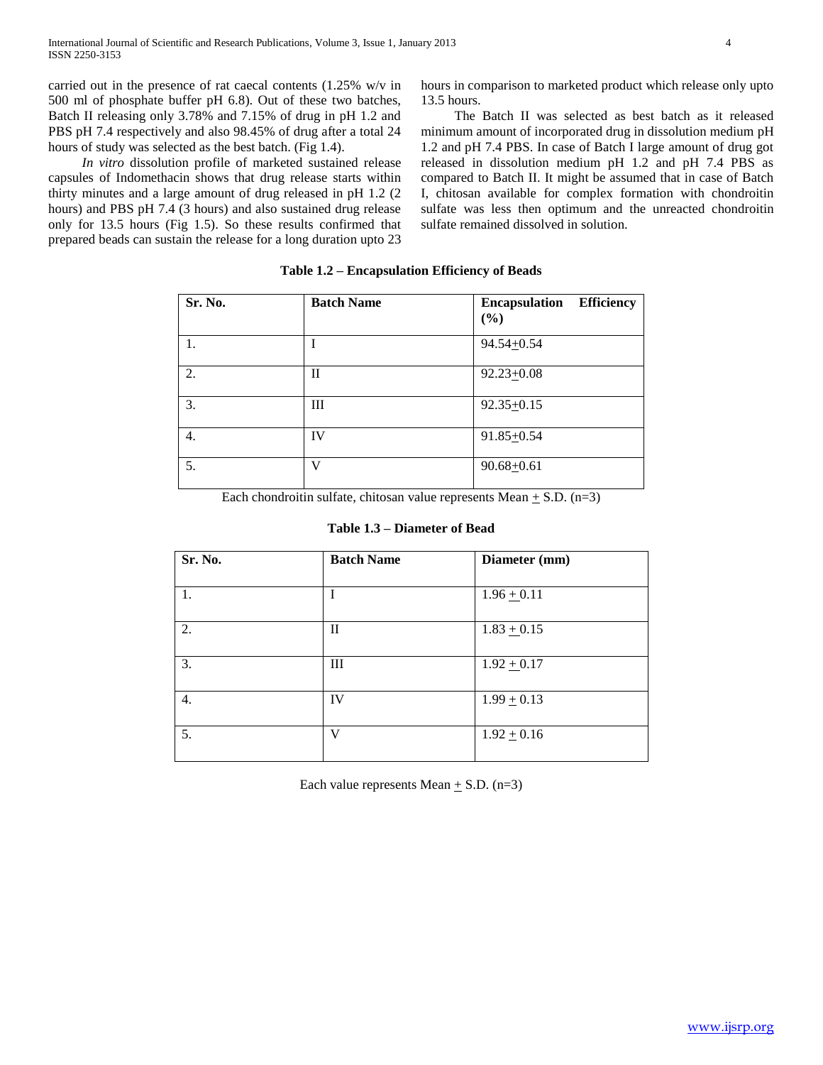carried out in the presence of rat caecal contents (1.25% w/v in 500 ml of phosphate buffer pH 6.8). Out of these two batches, Batch II releasing only 3.78% and 7.15% of drug in pH 1.2 and PBS pH 7.4 respectively and also 98.45% of drug after a total 24 hours of study was selected as the best batch. (Fig 1.4).

*In vitro* dissolution profile of marketed sustained release capsules of Indomethacin shows that drug release starts within thirty minutes and a large amount of drug released in pH 1.2 (2 hours) and PBS pH 7.4 (3 hours) and also sustained drug release only for 13.5 hours (Fig 1.5). So these results confirmed that prepared beads can sustain the release for a long duration upto 23 hours in comparison to marketed product which release only upto 13.5 hours.

The Batch II was selected as best batch as it released minimum amount of incorporated drug in dissolution medium pH 1.2 and pH 7.4 PBS. In case of Batch I large amount of drug got released in dissolution medium pH 1.2 and pH 7.4 PBS as compared to Batch II. It might be assumed that in case of Batch I, chitosan available for complex formation with chondroitin sulfate was less then optimum and the unreacted chondroitin sulfate remained dissolved in solution.

**Table 1.2 – Encapsulation Efficiency of Beads**

| Sr. No. | Batch Name | Encapsulation Efficiency (%) |
|---|---|---|
| 1. | I | 94.54±0.54 |
| 2. | II | 92.23±0.08 |
| 3. | III | 92.35±0.15 |
| 4. | IV | 91.85±0.54 |
| 5. | V | 90.68±0.61 |

Each chondroitin sulfate, chitosan value represents Mean ± S.D. (n=3)

**Table 1.3 – Diameter of Bead**

| Sr. No. | Batch Name | Diameter (mm) |
|---|---|---|
| 1. | I | 1.96 ± 0.11 |
| 2. | II | 1.83 ± 0.15 |
| 3. | III | 1.92 ± 0.17 |
| 4. | IV | 1.99 ± 0.13 |
| 5. | V | 1.92 ± 0.16 |

Each value represents Mean ± S.D. (n=3)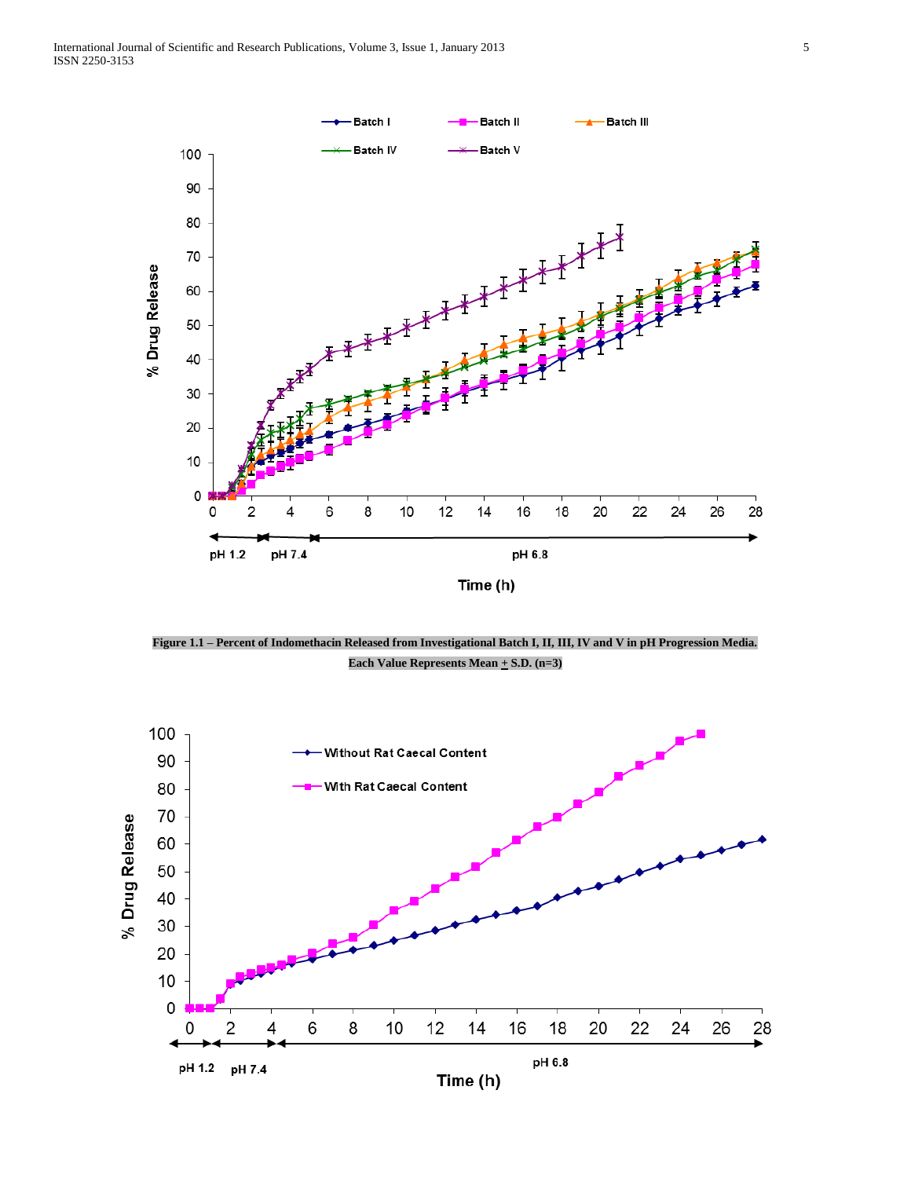**Figure 1.1 – Percent of Indomethacin Released from Investigational Batch I, II, III, IV and V in pH Progression Media. Each Value Represents Mean ± S.D. (n=3)**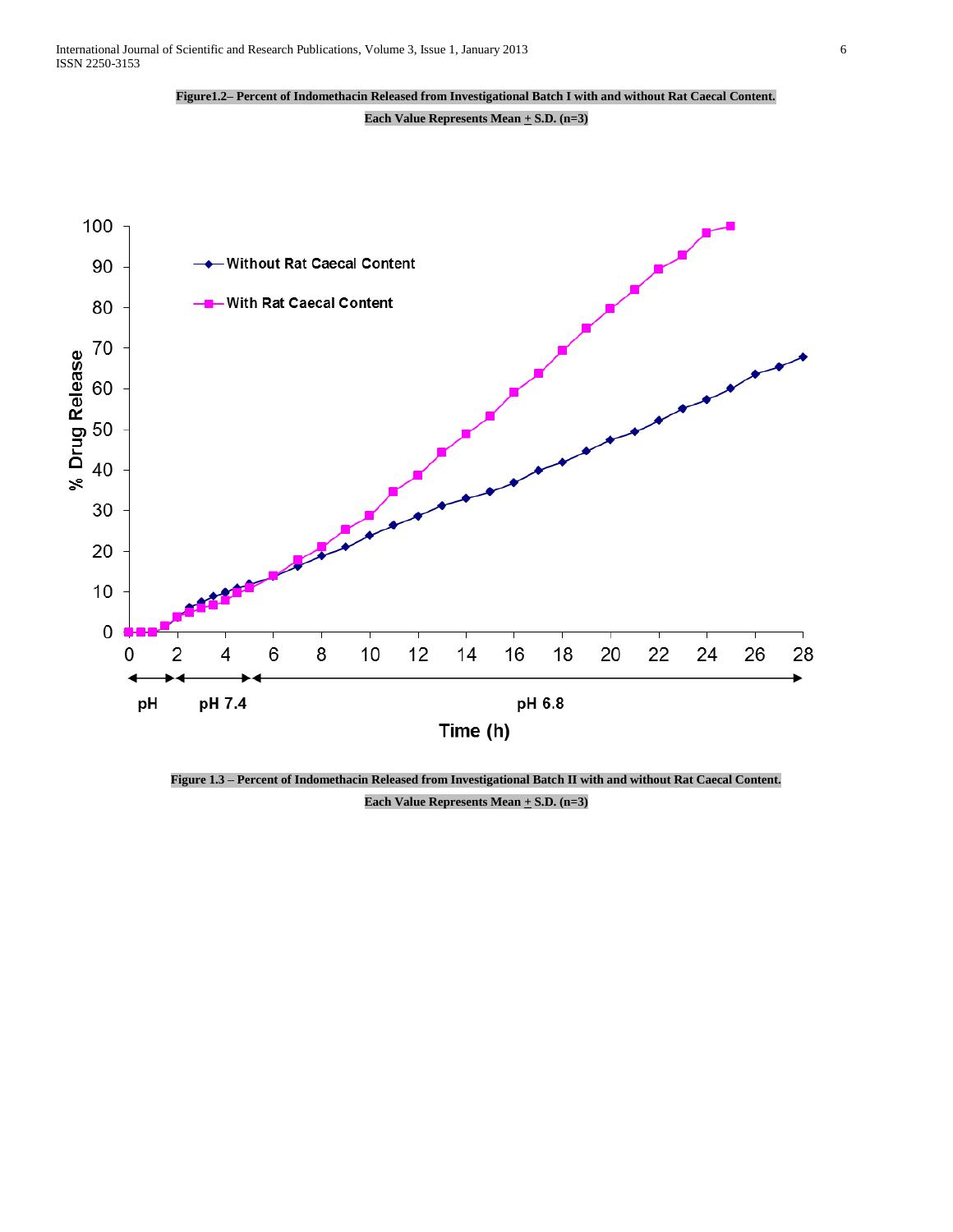**Figure1.2– Percent of Indomethacin Released from Investigational Batch I with and without Rat Caecal Content.**

**Each Value Represents Mean ± S.D. (n=3)**

**Figure 1.3 – Percent of Indomethacin Released from Investigational Batch II with and without Rat Caecal Content.**

**Each Value Represents Mean ± S.D. (n=3)**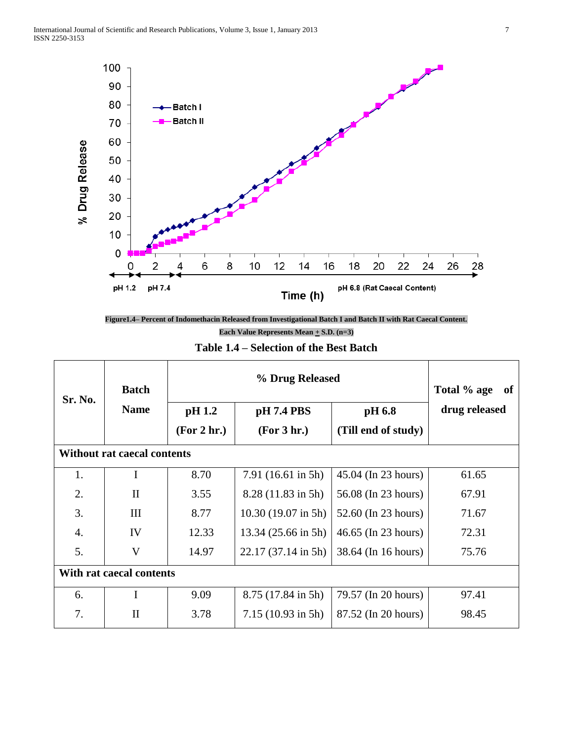**Figure1.4– Percent of Indomethacin Released from Investigational Batch I and Batch II with Rat Caecal Content. Each Value Represents Mean ± S.D. (n=3)**

**Table 1.4 – Selection of the Best Batch**

| Sr. No. | Batch Name | % Drug Released | | | Total % age of drug released |
|---|---|---|---|---|---|
| | | pH 1.2 (For 2 hr.) | pH 7.4 PBS (For 3 hr.) | pH 6.8 (Till end of study) | |
| **Without rat caecal contents** | | | | | |
| 1. | I | 8.70 | 7.91 (16.61 in 5h) | 45.04 (In 23 hours) | 61.65 |
| 2. | II | 3.55 | 8.28 (11.83 in 5h) | 56.08 (In 23 hours) | 67.91 |
| 3. | III | 8.77 | 10.30 (19.07 in 5h) | 52.60 (In 23 hours) | 71.67 |
| 4. | IV | 12.33 | 13.34 (25.66 in 5h) | 46.65 (In 23 hours) | 72.31 |
| 5. | V | 14.97 | 22.17 (37.14 in 5h) | 38.64 (In 16 hours) | 75.76 |
| **With rat caecal contents** | | | | | |
| 6. | I | 9.09 | 8.75 (17.84 in 5h) | 79.57 (In 20 hours) | 97.41 |
| 7. | II | 3.78 | 7.15 (10.93 in 5h) | 87.52 (In 20 hours) | 98.45 |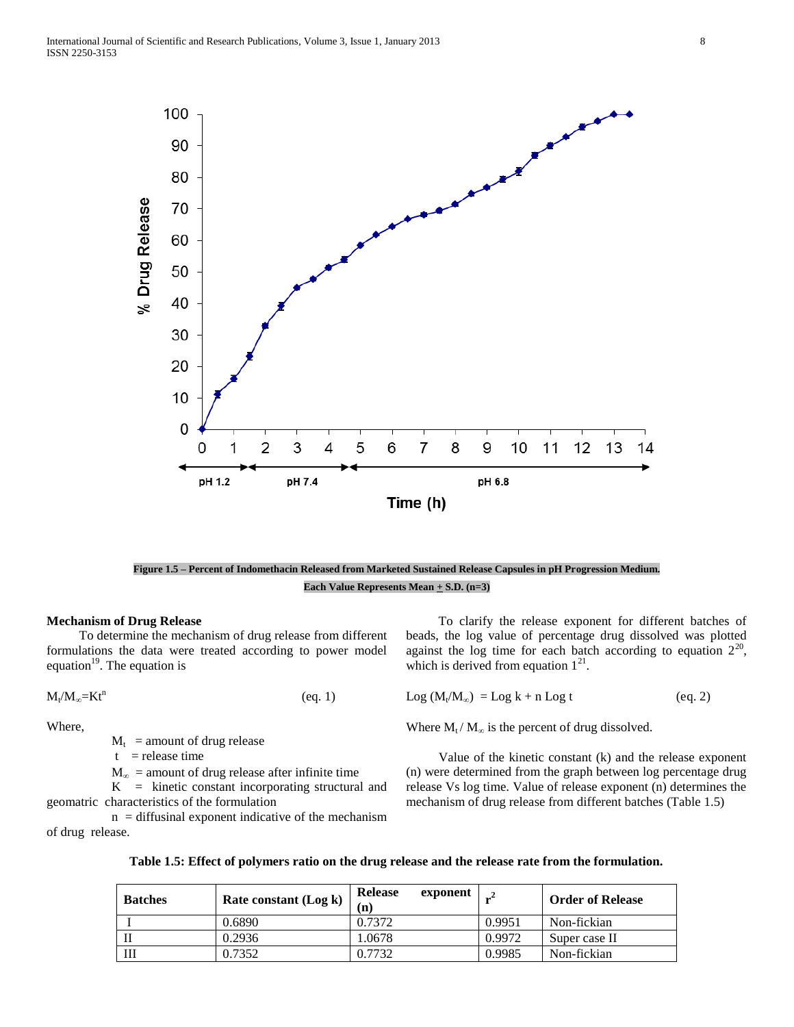**Figure 1.5 – Percent of Indomethacin Released from Marketed Sustained Release Capsules in pH Progression Medium. Each Value Represents Mean ± S.D. (n=3)**

### Mechanism of Drug Release

To determine the mechanism of drug release from different formulations the data were treated according to power model equation[19]. The equation is

$$M_t/M_\infty = Kt^n \qquad \text{(eq. 1)}$$

Where,

$M_t$ = amount of drug release

$t$ = release time

$M_\infty$ = amount of drug release after infinite time

$K$ = kinetic constant incorporating structural and geometric characteristics of the formulation

$n$ = diffusinal exponent indicative of the mechanism of drug release.

To clarify the release exponent for different batches of beads, the log value of percentage drug dissolved was plotted against the log time for each batch according to equation 2[20], which is derived from equation 1[21].

$$\text{Log}\,(M_t/M_\infty) = \text{Log}\,k + n\,\text{Log}\,t \qquad \text{(eq. 2)}$$

Where $M_t/M_\infty$ is the percent of drug dissolved.

Value of the kinetic constant (k) and the release exponent (n) were determined from the graph between log percentage drug release Vs log time. Value of release exponent (n) determines the mechanism of drug release from different batches (Table 1.5)

**Table 1.5: Effect of polymers ratio on the drug release and the release rate from the formulation.**

| Batches | Rate constant (Log k) | Release exponent (n) | $r^2$ | Order of Release |
|---|---|---|---|---|
| I | 0.6890 | 0.7372 | 0.9951 | Non-fickian |
| II | 0.2936 | 1.0678 | 0.9972 | Super case II |
| III | 0.7352 | 0.7732 | 0.9985 | Non-fickian |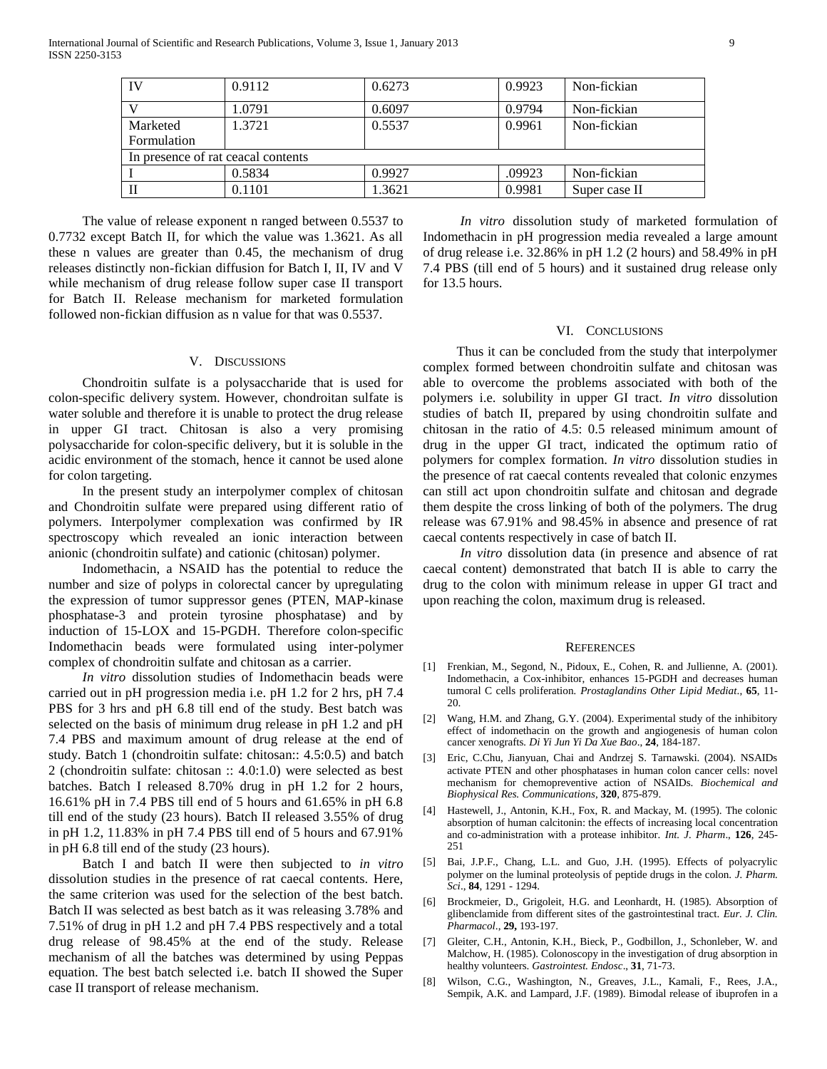| IV | 0.9112 | 0.6273 | 0.9923 | Non-fickian |
|---|---|---|---|---|
| V | 1.0791 | 0.6097 | 0.9794 | Non-fickian |
| Marketed Formulation | 1.3721 | 0.5537 | 0.9961 | Non-fickian |
| In presence of rat ceacal contents | | | | |
| I | 0.5834 | 0.9927 | .09923 | Non-fickian |
| II | 0.1101 | 1.3621 | 0.9981 | Super case II |

The value of release exponent n ranged between 0.5537 to 0.7732 except Batch II, for which the value was 1.3621. As all these n values are greater than 0.45, the mechanism of drug releases distinctly non-fickian diffusion for Batch I, II, IV and V while mechanism of drug release follow super case II transport for Batch II. Release mechanism for marketed formulation followed non-fickian diffusion as n value for that was 0.5537.

## V. Discussions

Chondroitin sulfate is a polysaccharide that is used for colon-specific delivery system. However, chondroitan sulfate is water soluble and therefore it is unable to protect the drug release in upper GI tract. Chitosan is also a very promising polysaccharide for colon-specific delivery, but it is soluble in the acidic environment of the stomach, hence it cannot be used alone for colon targeting.

In the present study an interpolymer complex of chitosan and Chondroitin sulfate were prepared using different ratio of polymers. Interpolymer complexation was confirmed by IR spectroscopy which revealed an ionic interaction between anionic (chondroitin sulfate) and cationic (chitosan) polymer.

Indomethacin, a NSAID has the potential to reduce the number and size of polyps in colorectal cancer by upregulating the expression of tumor suppressor genes (PTEN, MAP-kinase phosphatase-3 and protein tyrosine phosphatase) and by induction of 15-LOX and 15-PGDH. Therefore colon-specific Indomethacin beads were formulated using inter-polymer complex of chondroitin sulfate and chitosan as a carrier.

*In vitro* dissolution studies of Indomethacin beads were carried out in pH progression media i.e. pH 1.2 for 2 hrs, pH 7.4 PBS for 3 hrs and pH 6.8 till end of the study. Best batch was selected on the basis of minimum drug release in pH 1.2 and pH 7.4 PBS and maximum amount of drug release at the end of study. Batch 1 (chondroitin sulfate: chitosan:: 4.5:0.5) and batch 2 (chondroitin sulfate: chitosan :: 4.0:1.0) were selected as best batches. Batch I released 8.70% drug in pH 1.2 for 2 hours, 16.61% pH in 7.4 PBS till end of 5 hours and 61.65% in pH 6.8 till end of the study (23 hours). Batch II released 3.55% of drug in pH 1.2, 11.83% in pH 7.4 PBS till end of 5 hours and 67.91% in pH 6.8 till end of the study (23 hours).

Batch I and batch II were then subjected to *in vitro* dissolution studies in the presence of rat caecal contents. Here, the same criterion was used for the selection of the best batch. Batch II was selected as best batch as it was releasing 3.78% and 7.51% of drug in pH 1.2 and pH 7.4 PBS respectively and a total drug release of 98.45% at the end of the study. Release mechanism of all the batches was determined by using Peppas equation. The best batch selected i.e. batch II showed the Super case II transport of release mechanism.

*In vitro* dissolution study of marketed formulation of Indomethacin in pH progression media revealed a large amount of drug release i.e. 32.86% in pH 1.2 (2 hours) and 58.49% in pH 7.4 PBS (till end of 5 hours) and it sustained drug release only for 13.5 hours.

## VI. Conclusions

Thus it can be concluded from the study that interpolymer complex formed between chondroitin sulfate and chitosan was able to overcome the problems associated with both of the polymers i.e. solubility in upper GI tract. *In vitro* dissolution studies of batch II, prepared by using chondroitin sulfate and chitosan in the ratio of 4.5: 0.5 released minimum amount of drug in the upper GI tract, indicated the optimum ratio of polymers for complex formation. *In vitro* dissolution studies in the presence of rat caecal contents revealed that colonic enzymes can still act upon chondroitin sulfate and chitosan and degrade them despite the cross linking of both of the polymers. The drug release was 67.91% and 98.45% in absence and presence of rat caecal contents respectively in case of batch II.

*In vitro* dissolution data (in presence and absence of rat caecal content) demonstrated that batch II is able to carry the drug to the colon with minimum release in upper GI tract and upon reaching the colon, maximum drug is released.

## References

[1] Frenkian, M., Segond, N., Pidoux, E., Cohen, R. and Jullienne, A. (2001). Indomethacin, a Cox-inhibitor, enhances 15-PGDH and decreases human tumoral C cells proliferation. *Prostaglandins Other Lipid Mediat*., **65**, 11-20.

[2] Wang, H.M. and Zhang, G.Y. (2004). Experimental study of the inhibitory effect of indomethacin on the growth and angiogenesis of human colon cancer xenografts. *Di Yi Jun Yi Da Xue Bao*., **24**, 184-187.

[3] Eric, C.Chu, Jianyuan, Chai and Andrzej S. Tarnawski. (2004). NSAIDs activate PTEN and other phosphatases in human colon cancer cells: novel mechanism for chemopreventive action of NSAIDs. *Biochemical and Biophysical Res. Communications*, **320**, 875-879.

[4] Hastewell, J., Antonin, K.H., Fox, R. and Mackay, M. (1995). The colonic absorption of human calcitonin: the effects of increasing local concentration and co-administration with a protease inhibitor. *Int. J. Pharm*., **126**, 245-251

[5] Bai, J.P.F., Chang, L.L. and Guo, J.H. (1995). Effects of polyacrylic polymer on the luminal proteolysis of peptide drugs in the colon. *J. Pharm. Sci*., **84**, 1291 - 1294.

[6] Brockmeier, D., Grigoleit, H.G. and Leonhardt, H. (1985). Absorption of glibenclamide from different sites of the gastrointestinal tract. *Eur. J. Clin. Pharmacol*., **29,** 193-197.

[7] Gleiter, C.H., Antonin, K.H., Bieck, P., Godbillon, J., Schonleber, W. and Malchow, H. (1985). Colonoscopy in the investigation of drug absorption in healthy volunteers. *Gastrointest. Endosc*., **31**, 71-73.

[8] Wilson, C.G., Washington, N., Greaves, J.L., Kamali, F., Rees, J.A., Sempik, A.K. and Lampard, J.F. (1989). Bimodal release of ibuprofen in a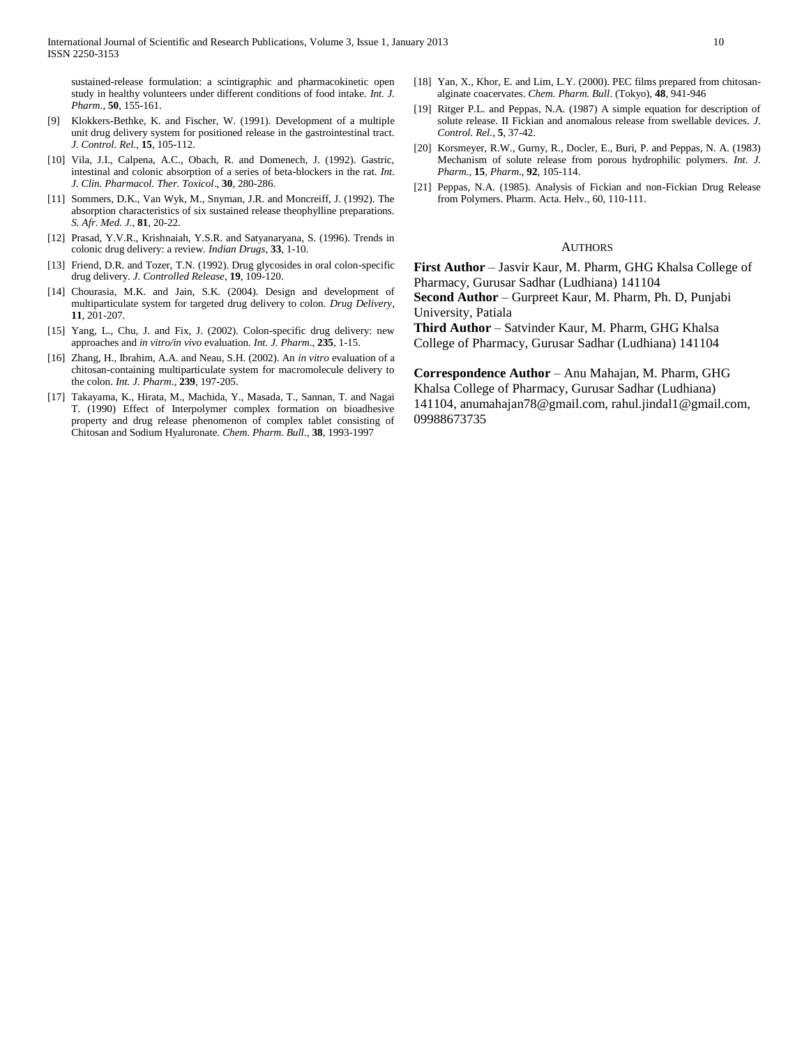sustained-release formulation: a scintigraphic and pharmacokinetic open study in healthy volunteers under different conditions of food intake. *Int. J. Pharm.*, **50**, 155-161.

[9] Klokkers-Bethke, K. and Fischer, W. (1991). Development of a multiple unit drug delivery system for positioned release in the gastrointestinal tract. *J. Control. Rel.*, **15**, 105-112.

[10] Vila, J.I., Calpena, A.C., Obach, R. and Domenech, J. (1992). Gastric, intestinal and colonic absorption of a series of beta-blockers in the rat. *Int. J. Clin. Pharmacol. Ther. Toxicol*., **30**, 280-286.

[11] Sommers, D.K., Van Wyk, M., Snyman, J.R. and Moncreiff, J. (1992). The absorption characteristics of six sustained release theophylline preparations. *S. Afr. Med. J.*, **81**, 20-22.

[12] Prasad, Y.V.R., Krishnaiah, Y.S.R. and Satyanaryana, S. (1996). Trends in colonic drug delivery: a review. *Indian Drugs*, **33**, 1-10.

[13] Friend, D.R. and Tozer, T.N. (1992). Drug glycosides in oral colon-specific drug delivery. *J. Controlled Release*, **19**, 109-120.

[14] Chourasia, M.K. and Jain, S.K. (2004). Design and development of multiparticulate system for targeted drug delivery to colon. *Drug Delivery*, **11**, 201-207.

[15] Yang, L., Chu, J. and Fix, J. (2002). Colon-specific drug delivery: new approaches and *in vitro/in vivo* evaluation. *Int. J. Pharm*., **235**, 1-15.

[16] Zhang, H., Ibrahim, A.A. and Neau, S.H. (2002). An *in vitro* evaluation of a chitosan-containing multiparticulate system for macromolecule delivery to the colon. *Int. J. Pharm*., **239**, 197-205.

[17] Takayama, K., Hirata, M., Machida, Y., Masada, T., Sannan, T. and Nagai T. (1990) Effect of Interpolymer complex formation on bioadhesive property and drug release phenomenon of complex tablet consisting of Chitosan and Sodium Hyaluronate. *Chem. Pharm. Bull.*, **38**, 1993-1997

[18] Yan, X., Khor, E. and Lim, L.Y. (2000). PEC films prepared from chitosan-alginate coacervates. *Chem. Pharm. Bull*. (Tokyo), **48**, 941-946

[19] Ritger P.L. and Peppas, N.A. (1987) A simple equation for description of solute release. II Fickian and anomalous release from swellable devices. *J. Control. Rel.*, **5**, 37-42.

[20] Korsmeyer, R.W., Gurny, R., Docler, E., Buri, P. and Peppas, N. A. (1983) Mechanism of solute release from porous hydrophilic polymers. *Int. J. Pharm.*, **15**, *Pharm*., **92**, 105-114.

[21] Peppas, N.A. (1985). Analysis of Fickian and non-Fickian Drug Release from Polymers. Pharm. Acta. Helv., 60, 110-111.

## AUTHORS

**First Author** – Jasvir Kaur, M. Pharm, GHG Khalsa College of Pharmacy, Gurusar Sadhar (Ludhiana) 141104

**Second Author** – Gurpreet Kaur, M. Pharm, Ph. D, Punjabi University, Patiala

**Third Author** – Satvinder Kaur, M. Pharm, GHG Khalsa College of Pharmacy, Gurusar Sadhar (Ludhiana) 141104

**Correspondence Author** – Anu Mahajan, M. Pharm, GHG Khalsa College of Pharmacy, Gurusar Sadhar (Ludhiana) 141104, anumahajan78@gmail.com, rahul.jindal1@gmail.com, 09988673735